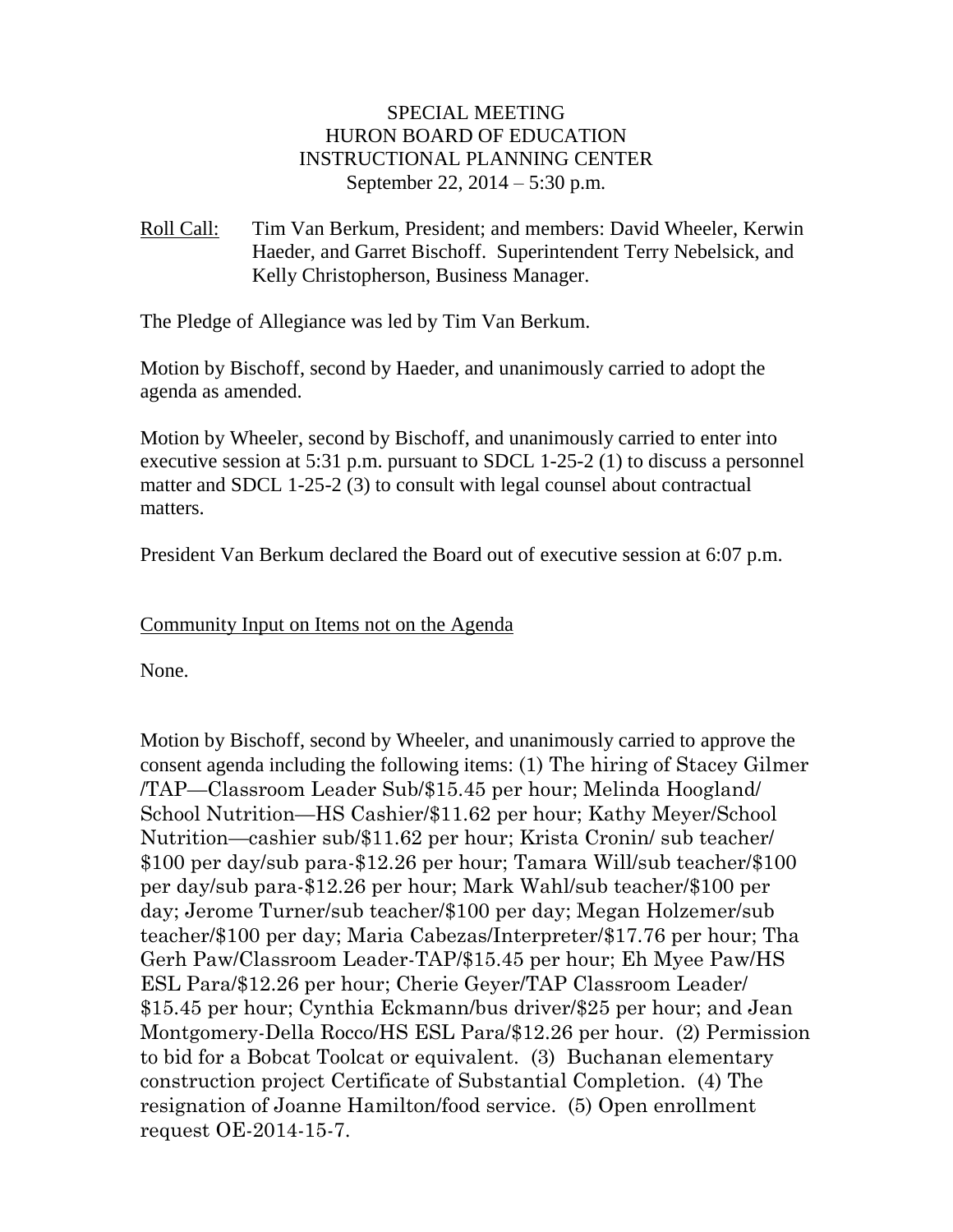SPECIAL MEETING
HURON BOARD OF EDUCATION
INSTRUCTIONAL PLANNING CENTER
September 22, 2014 – 5:30 p.m.

Roll Call: Tim Van Berkum, President; and members: David Wheeler, Kerwin Haeder, and Garret Bischoff. Superintendent Terry Nebelsick, and Kelly Christopherson, Business Manager.

The Pledge of Allegiance was led by Tim Van Berkum.

Motion by Bischoff, second by Haeder, and unanimously carried to adopt the agenda as amended.

Motion by Wheeler, second by Bischoff, and unanimously carried to enter into executive session at 5:31 p.m. pursuant to SDCL 1-25-2 (1) to discuss a personnel matter and SDCL 1-25-2 (3) to consult with legal counsel about contractual matters.

President Van Berkum declared the Board out of executive session at 6:07 p.m.

Community Input on Items not on the Agenda

None.

Motion by Bischoff, second by Wheeler, and unanimously carried to approve the consent agenda including the following items: (1) The hiring of Stacey Gilmer /TAP—Classroom Leader Sub/$15.45 per hour; Melinda Hoogland/ School Nutrition—HS Cashier/$11.62 per hour; Kathy Meyer/School Nutrition—cashier sub/$11.62 per hour; Krista Cronin/ sub teacher/ $100 per day/sub para-$12.26 per hour; Tamara Will/sub teacher/$100 per day/sub para-$12.26 per hour; Mark Wahl/sub teacher/$100 per day; Jerome Turner/sub teacher/$100 per day; Megan Holzemer/sub teacher/$100 per day; Maria Cabezas/Interpreter/$17.76 per hour; Tha Gerh Paw/Classroom Leader-TAP/$15.45 per hour; Eh Myee Paw/HS ESL Para/$12.26 per hour; Cherie Geyer/TAP Classroom Leader/ $15.45 per hour; Cynthia Eckmann/bus driver/$25 per hour; and Jean Montgomery-Della Rocco/HS ESL Para/$12.26 per hour. (2) Permission to bid for a Bobcat Toolcat or equivalent. (3) Buchanan elementary construction project Certificate of Substantial Completion. (4) The resignation of Joanne Hamilton/food service. (5) Open enrollment request OE-2014-15-7.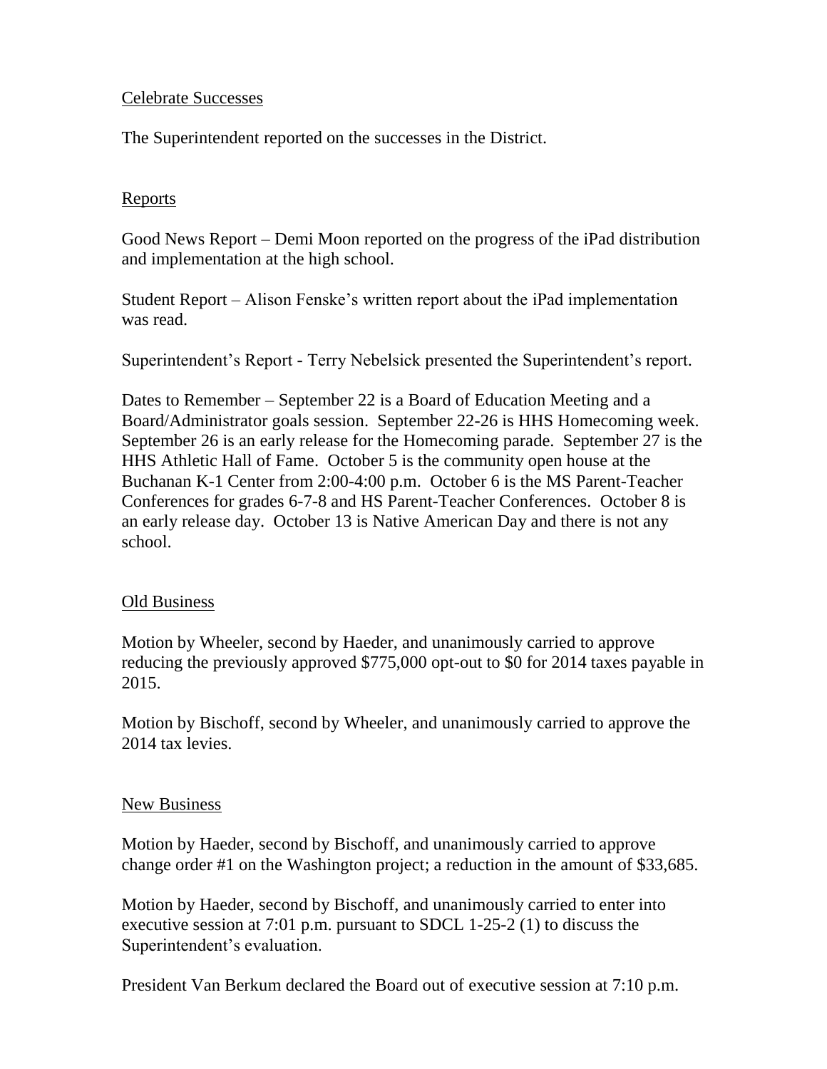Celebrate Successes

The Superintendent reported on the successes in the District.

Reports

Good News Report – Demi Moon reported on the progress of the iPad distribution and implementation at the high school.

Student Report – Alison Fenske's written report about the iPad implementation was read.

Superintendent's Report - Terry Nebelsick presented the Superintendent's report.

Dates to Remember – September 22 is a Board of Education Meeting and a Board/Administrator goals session. September 22-26 is HHS Homecoming week. September 26 is an early release for the Homecoming parade. September 27 is the HHS Athletic Hall of Fame. October 5 is the community open house at the Buchanan K-1 Center from 2:00-4:00 p.m. October 6 is the MS Parent-Teacher Conferences for grades 6-7-8 and HS Parent-Teacher Conferences. October 8 is an early release day. October 13 is Native American Day and there is not any school.

Old Business

Motion by Wheeler, second by Haeder, and unanimously carried to approve reducing the previously approved $775,000 opt-out to $0 for 2014 taxes payable in 2015.

Motion by Bischoff, second by Wheeler, and unanimously carried to approve the 2014 tax levies.

New Business

Motion by Haeder, second by Bischoff, and unanimously carried to approve change order #1 on the Washington project; a reduction in the amount of $33,685.

Motion by Haeder, second by Bischoff, and unanimously carried to enter into executive session at 7:01 p.m. pursuant to SDCL 1-25-2 (1) to discuss the Superintendent's evaluation.

President Van Berkum declared the Board out of executive session at 7:10 p.m.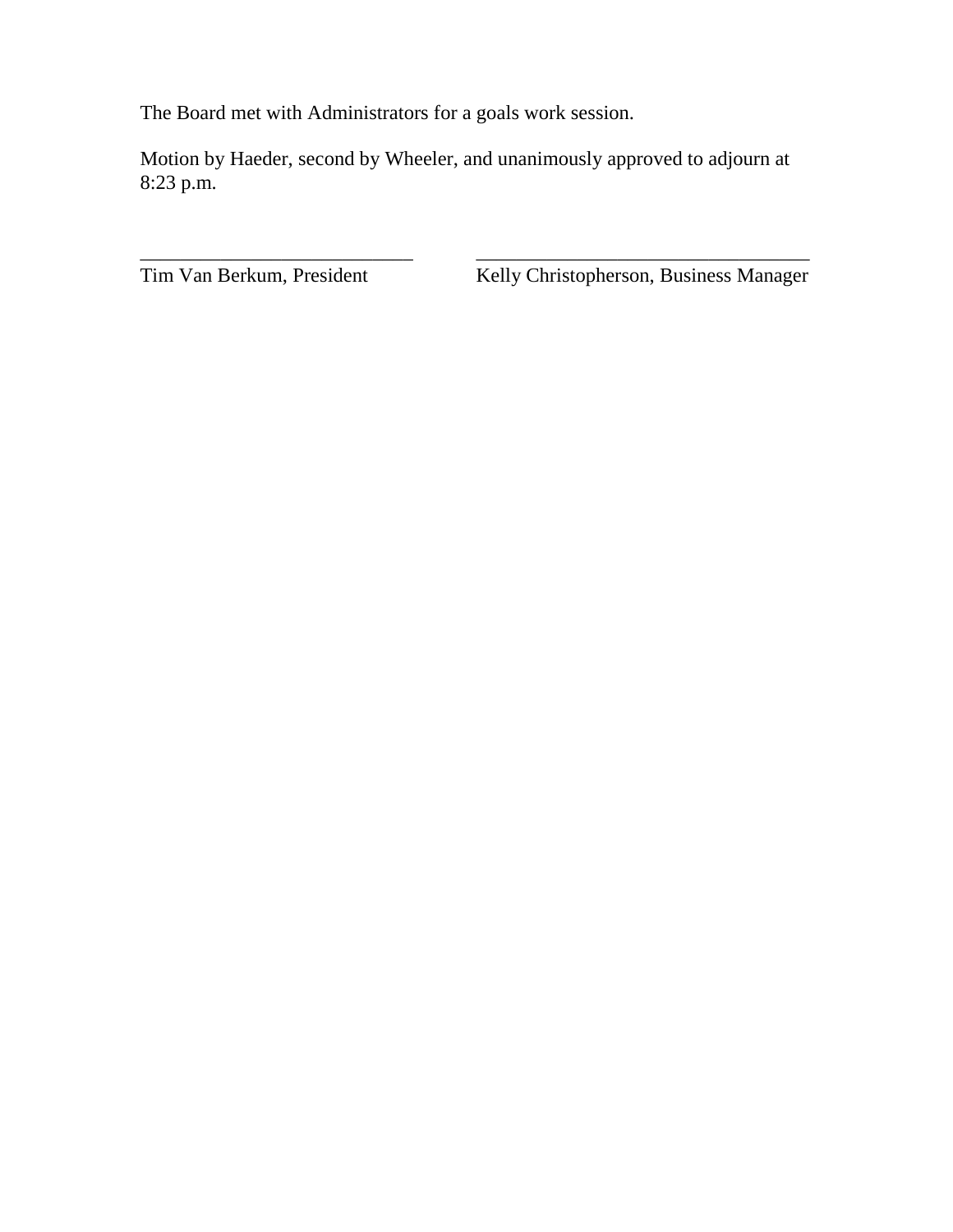The Board met with Administrators for a goals work session.

Motion by Haeder, second by Wheeler, and unanimously approved to adjourn at 8:23 p.m.

\_\_\_\_\_\_\_\_\_\_\_\_\_\_\_\_\_\_\_\_\_\_\_\_\_\_\_\_ \_\_\_\_\_\_\_\_\_\_\_\_\_\_\_\_\_\_\_\_\_\_\_\_\_\_\_\_\_\_\_\_\_\_\_

Tim Van Berkum, President Kelly Christopherson, Business Manager